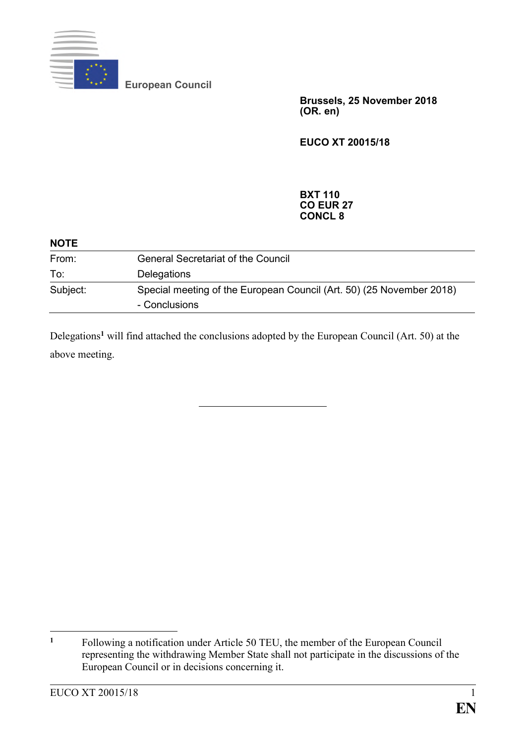European Council

**Brussels, 25 November 2018**
**(OR. en)**

**EUCO XT 20015/18**

**BXT 110**
**CO EUR 27**
**CONCL 8**

**NOTE**

| | |
|---|---|
| From: | General Secretariat of the Council |
| To: | Delegations |
| Subject: | Special meeting of the European Council (Art. 50) (25 November 2018) - Conclusions |

Delegations[1] will find attached the conclusions adopted by the European Council (Art. 50) at the above meeting.

---

[1] Following a notification under Article 50 TEU, the member of the European Council representing the withdrawing Member State shall not participate in the discussions of the European Council or in decisions concerning it.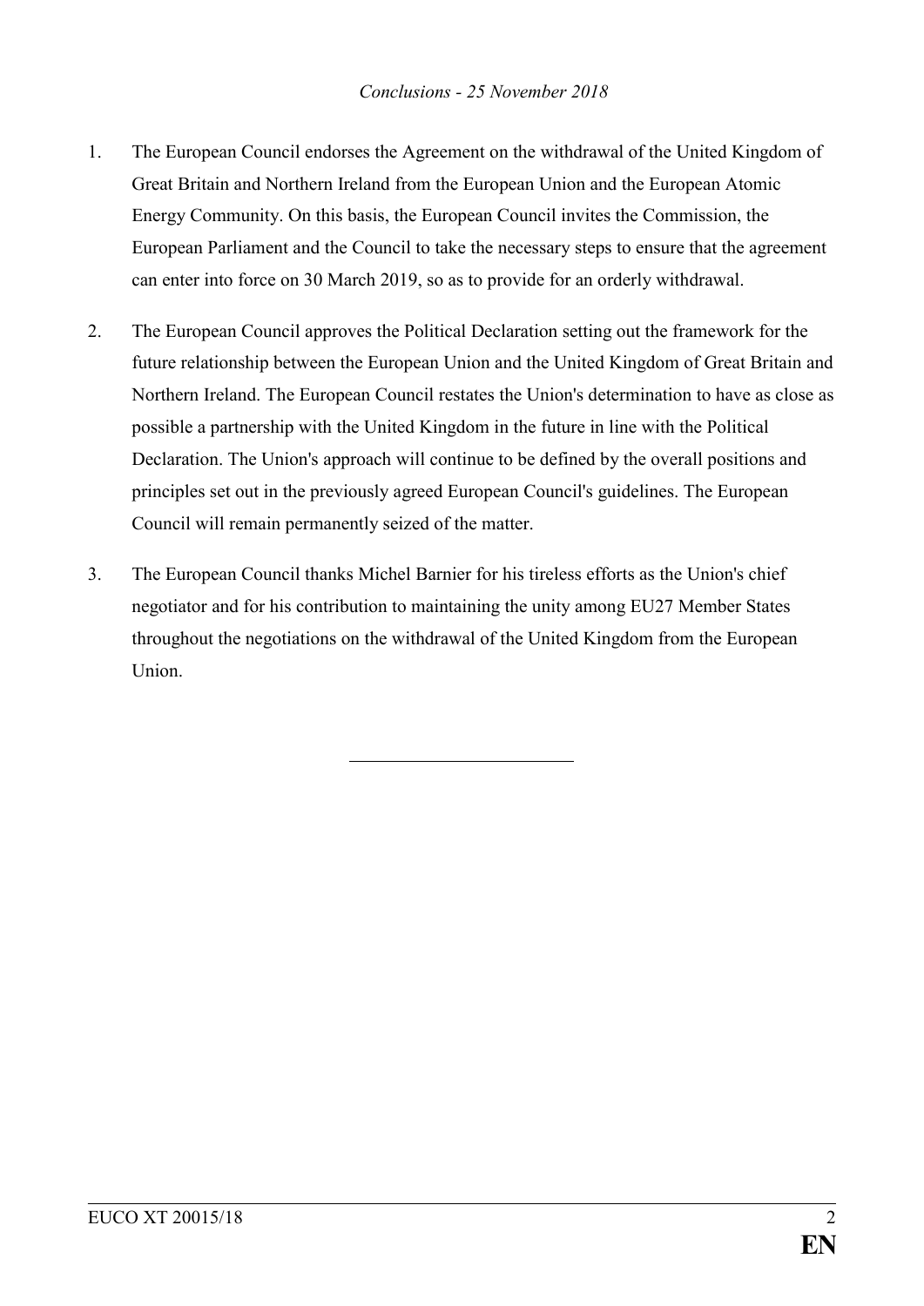*Conclusions - 25 November 2018*

1. The European Council endorses the Agreement on the withdrawal of the United Kingdom of Great Britain and Northern Ireland from the European Union and the European Atomic Energy Community. On this basis, the European Council invites the Commission, the European Parliament and the Council to take the necessary steps to ensure that the agreement can enter into force on 30 March 2019, so as to provide for an orderly withdrawal.

2. The European Council approves the Political Declaration setting out the framework for the future relationship between the European Union and the United Kingdom of Great Britain and Northern Ireland. The European Council restates the Union's determination to have as close as possible a partnership with the United Kingdom in the future in line with the Political Declaration. The Union's approach will continue to be defined by the overall positions and principles set out in the previously agreed European Council's guidelines. The European Council will remain permanently seized of the matter.

3. The European Council thanks Michel Barnier for his tireless efforts as the Union's chief negotiator and for his contribution to maintaining the unity among EU27 Member States throughout the negotiations on the withdrawal of the United Kingdom from the European Union.